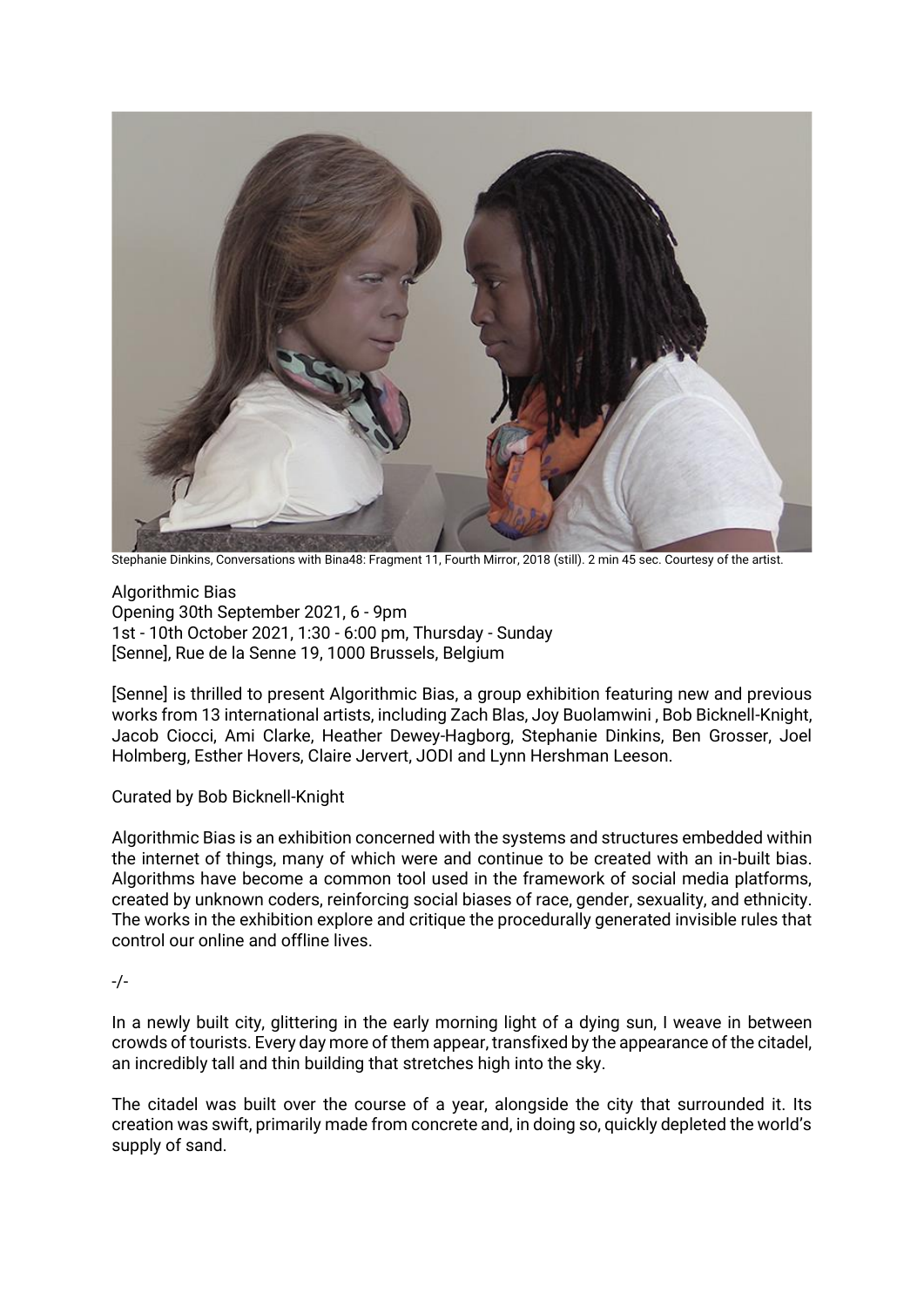Stephanie Dinkins, Conversations with Bina48: Fragment 11, Fourth Mirror, 2018 (still). 2 min 45 sec. Courtesy of the artist.

Algorithmic Bias
Opening 30th September 2021, 6 - 9pm
1st - 10th October 2021, 1:30 - 6:00 pm, Thursday - Sunday
[Senne], Rue de la Senne 19, 1000 Brussels, Belgium

[Senne] is thrilled to present Algorithmic Bias, a group exhibition featuring new and previous works from 13 international artists, including Zach Blas, Joy Buolamwini , Bob Bicknell-Knight, Jacob Ciocci, Ami Clarke, Heather Dewey-Hagborg, Stephanie Dinkins, Ben Grosser, Joel Holmberg, Esther Hovers, Claire Jervert, JODI and Lynn Hershman Leeson.

Curated by Bob Bicknell-Knight

Algorithmic Bias is an exhibition concerned with the systems and structures embedded within the internet of things, many of which were and continue to be created with an in-built bias. Algorithms have become a common tool used in the framework of social media platforms, created by unknown coders, reinforcing social biases of race, gender, sexuality, and ethnicity. The works in the exhibition explore and critique the procedurally generated invisible rules that control our online and offline lives.

-/-

In a newly built city, glittering in the early morning light of a dying sun, I weave in between crowds of tourists. Every day more of them appear, transfixed by the appearance of the citadel, an incredibly tall and thin building that stretches high into the sky.

The citadel was built over the course of a year, alongside the city that surrounded it. Its creation was swift, primarily made from concrete and, in doing so, quickly depleted the world's supply of sand.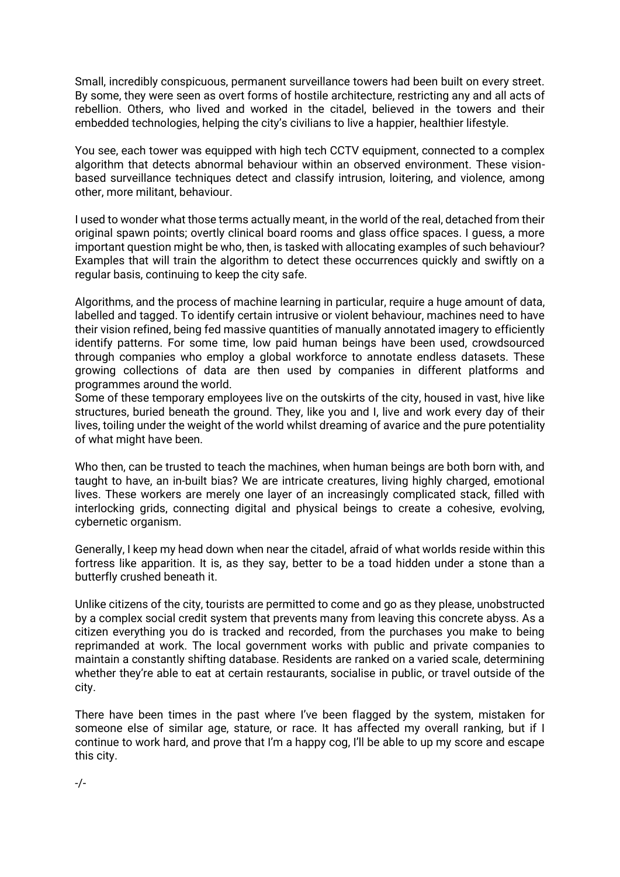Small, incredibly conspicuous, permanent surveillance towers had been built on every street. By some, they were seen as overt forms of hostile architecture, restricting any and all acts of rebellion. Others, who lived and worked in the citadel, believed in the towers and their embedded technologies, helping the city's civilians to live a happier, healthier lifestyle.

You see, each tower was equipped with high tech CCTV equipment, connected to a complex algorithm that detects abnormal behaviour within an observed environment. These vision-based surveillance techniques detect and classify intrusion, loitering, and violence, among other, more militant, behaviour.

I used to wonder what those terms actually meant, in the world of the real, detached from their original spawn points; overtly clinical board rooms and glass office spaces. I guess, a more important question might be who, then, is tasked with allocating examples of such behaviour? Examples that will train the algorithm to detect these occurrences quickly and swiftly on a regular basis, continuing to keep the city safe.

Algorithms, and the process of machine learning in particular, require a huge amount of data, labelled and tagged. To identify certain intrusive or violent behaviour, machines need to have their vision refined, being fed massive quantities of manually annotated imagery to efficiently identify patterns. For some time, low paid human beings have been used, crowdsourced through companies who employ a global workforce to annotate endless datasets. These growing collections of data are then used by companies in different platforms and programmes around the world.

Some of these temporary employees live on the outskirts of the city, housed in vast, hive like structures, buried beneath the ground. They, like you and I, live and work every day of their lives, toiling under the weight of the world whilst dreaming of avarice and the pure potentiality of what might have been.

Who then, can be trusted to teach the machines, when human beings are both born with, and taught to have, an in-built bias? We are intricate creatures, living highly charged, emotional lives. These workers are merely one layer of an increasingly complicated stack, filled with interlocking grids, connecting digital and physical beings to create a cohesive, evolving, cybernetic organism.

Generally, I keep my head down when near the citadel, afraid of what worlds reside within this fortress like apparition. It is, as they say, better to be a toad hidden under a stone than a butterfly crushed beneath it.

Unlike citizens of the city, tourists are permitted to come and go as they please, unobstructed by a complex social credit system that prevents many from leaving this concrete abyss. As a citizen everything you do is tracked and recorded, from the purchases you make to being reprimanded at work. The local government works with public and private companies to maintain a constantly shifting database. Residents are ranked on a varied scale, determining whether they're able to eat at certain restaurants, socialise in public, or travel outside of the city.

There have been times in the past where I've been flagged by the system, mistaken for someone else of similar age, stature, or race. It has affected my overall ranking, but if I continue to work hard, and prove that I'm a happy cog, I'll be able to up my score and escape this city.

-/-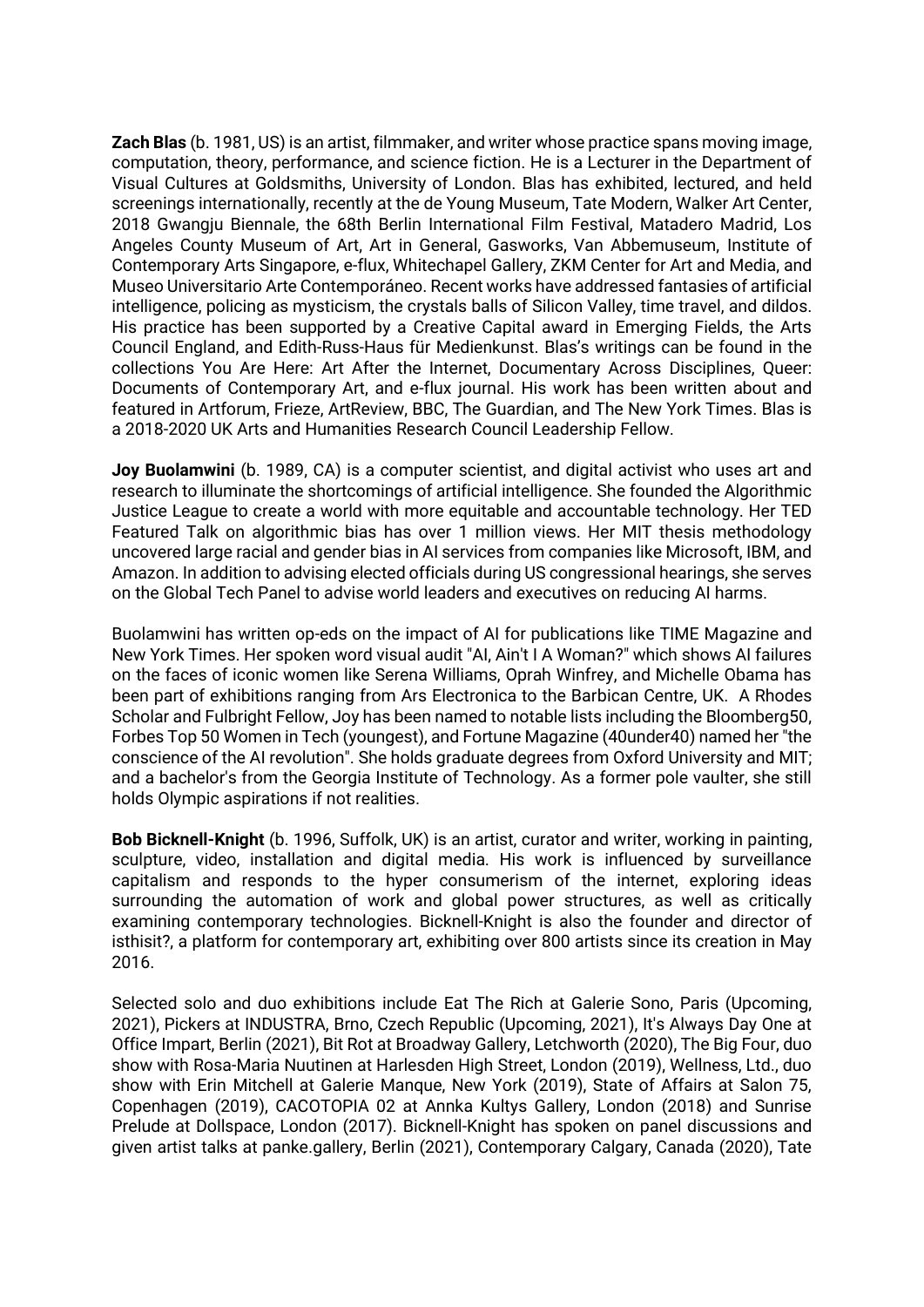**Zach Blas** (b. 1981, US) is an artist, filmmaker, and writer whose practice spans moving image, computation, theory, performance, and science fiction. He is a Lecturer in the Department of Visual Cultures at Goldsmiths, University of London. Blas has exhibited, lectured, and held screenings internationally, recently at the de Young Museum, Tate Modern, Walker Art Center, 2018 Gwangju Biennale, the 68th Berlin International Film Festival, Matadero Madrid, Los Angeles County Museum of Art, Art in General, Gasworks, Van Abbemuseum, Institute of Contemporary Arts Singapore, e-flux, Whitechapel Gallery, ZKM Center for Art and Media, and Museo Universitario Arte Contemporáneo. Recent works have addressed fantasies of artificial intelligence, policing as mysticism, the crystals balls of Silicon Valley, time travel, and dildos. His practice has been supported by a Creative Capital award in Emerging Fields, the Arts Council England, and Edith-Russ-Haus für Medienkunst. Blas's writings can be found in the collections You Are Here: Art After the Internet, Documentary Across Disciplines, Queer: Documents of Contemporary Art, and e-flux journal. His work has been written about and featured in Artforum, Frieze, ArtReview, BBC, The Guardian, and The New York Times. Blas is a 2018-2020 UK Arts and Humanities Research Council Leadership Fellow.

**Joy Buolamwini** (b. 1989, CA) is a computer scientist, and digital activist who uses art and research to illuminate the shortcomings of artificial intelligence. She founded the Algorithmic Justice League to create a world with more equitable and accountable technology. Her TED Featured Talk on algorithmic bias has over 1 million views. Her MIT thesis methodology uncovered large racial and gender bias in AI services from companies like Microsoft, IBM, and Amazon. In addition to advising elected officials during US congressional hearings, she serves on the Global Tech Panel to advise world leaders and executives on reducing AI harms.

Buolamwini has written op-eds on the impact of AI for publications like TIME Magazine and New York Times. Her spoken word visual audit "AI, Ain't I A Woman?" which shows AI failures on the faces of iconic women like Serena Williams, Oprah Winfrey, and Michelle Obama has been part of exhibitions ranging from Ars Electronica to the Barbican Centre, UK. A Rhodes Scholar and Fulbright Fellow, Joy has been named to notable lists including the Bloomberg50, Forbes Top 50 Women in Tech (youngest), and Fortune Magazine (40under40) named her "the conscience of the AI revolution". She holds graduate degrees from Oxford University and MIT; and a bachelor's from the Georgia Institute of Technology. As a former pole vaulter, she still holds Olympic aspirations if not realities.

**Bob Bicknell-Knight** (b. 1996, Suffolk, UK) is an artist, curator and writer, working in painting, sculpture, video, installation and digital media. His work is influenced by surveillance capitalism and responds to the hyper consumerism of the internet, exploring ideas surrounding the automation of work and global power structures, as well as critically examining contemporary technologies. Bicknell-Knight is also the founder and director of isthisit?, a platform for contemporary art, exhibiting over 800 artists since its creation in May 2016.

Selected solo and duo exhibitions include Eat The Rich at Galerie Sono, Paris (Upcoming, 2021), Pickers at INDUSTRA, Brno, Czech Republic (Upcoming, 2021), It's Always Day One at Office Impart, Berlin (2021), Bit Rot at Broadway Gallery, Letchworth (2020), The Big Four, duo show with Rosa-Maria Nuutinen at Harlesden High Street, London (2019), Wellness, Ltd., duo show with Erin Mitchell at Galerie Manque, New York (2019), State of Affairs at Salon 75, Copenhagen (2019), CACOTOPIA 02 at Annka Kultys Gallery, London (2018) and Sunrise Prelude at Dollspace, London (2017). Bicknell-Knight has spoken on panel discussions and given artist talks at panke.gallery, Berlin (2021), Contemporary Calgary, Canada (2020), Tate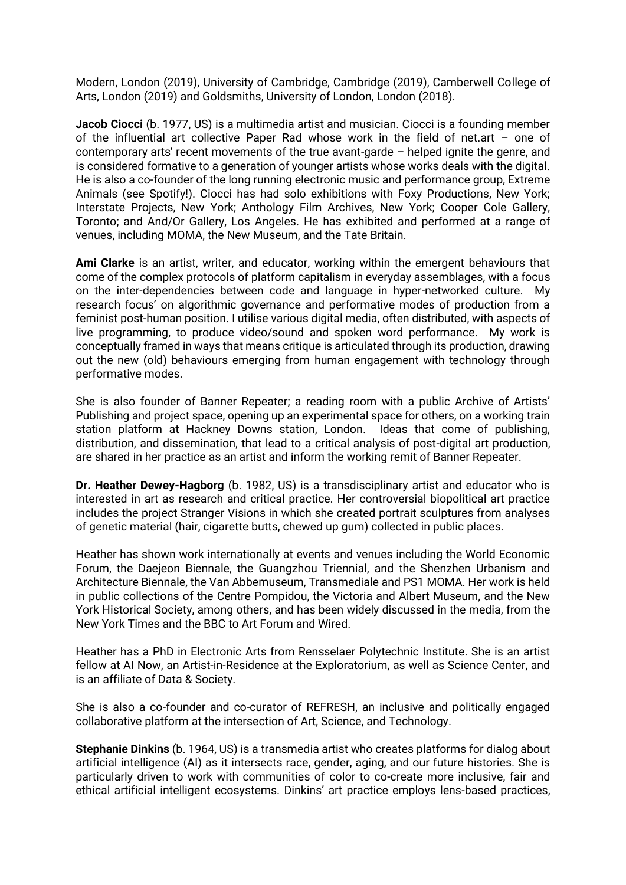Modern, London (2019), University of Cambridge, Cambridge (2019), Camberwell College of Arts, London (2019) and Goldsmiths, University of London, London (2018).

**Jacob Ciocci** (b. 1977, US) is a multimedia artist and musician. Ciocci is a founding member of the influential art collective Paper Rad whose work in the field of net.art – one of contemporary arts' recent movements of the true avant-garde – helped ignite the genre, and is considered formative to a generation of younger artists whose works deals with the digital. He is also a co-founder of the long running electronic music and performance group, Extreme Animals (see Spotify!). Ciocci has had solo exhibitions with Foxy Productions, New York; Interstate Projects, New York; Anthology Film Archives, New York; Cooper Cole Gallery, Toronto; and And/Or Gallery, Los Angeles. He has exhibited and performed at a range of venues, including MOMA, the New Museum, and the Tate Britain.

**Ami Clarke** is an artist, writer, and educator, working within the emergent behaviours that come of the complex protocols of platform capitalism in everyday assemblages, with a focus on the inter-dependencies between code and language in hyper-networked culture. My research focus' on algorithmic governance and performative modes of production from a feminist post-human position. I utilise various digital media, often distributed, with aspects of live programming, to produce video/sound and spoken word performance. My work is conceptually framed in ways that means critique is articulated through its production, drawing out the new (old) behaviours emerging from human engagement with technology through performative modes.

She is also founder of Banner Repeater; a reading room with a public Archive of Artists' Publishing and project space, opening up an experimental space for others, on a working train station platform at Hackney Downs station, London. Ideas that come of publishing, distribution, and dissemination, that lead to a critical analysis of post-digital art production, are shared in her practice as an artist and inform the working remit of Banner Repeater.

**Dr. Heather Dewey-Hagborg** (b. 1982, US) is a transdisciplinary artist and educator who is interested in art as research and critical practice. Her controversial biopolitical art practice includes the project Stranger Visions in which she created portrait sculptures from analyses of genetic material (hair, cigarette butts, chewed up gum) collected in public places.

Heather has shown work internationally at events and venues including the World Economic Forum, the Daejeon Biennale, the Guangzhou Triennial, and the Shenzhen Urbanism and Architecture Biennale, the Van Abbemuseum, Transmediale and PS1 MOMA. Her work is held in public collections of the Centre Pompidou, the Victoria and Albert Museum, and the New York Historical Society, among others, and has been widely discussed in the media, from the New York Times and the BBC to Art Forum and Wired.

Heather has a PhD in Electronic Arts from Rensselaer Polytechnic Institute. She is an artist fellow at AI Now, an Artist-in-Residence at the Exploratorium, as well as Science Center, and is an affiliate of Data & Society.

She is also a co-founder and co-curator of REFRESH, an inclusive and politically engaged collaborative platform at the intersection of Art, Science, and Technology.

**Stephanie Dinkins** (b. 1964, US) is a transmedia artist who creates platforms for dialog about artificial intelligence (AI) as it intersects race, gender, aging, and our future histories. She is particularly driven to work with communities of color to co-create more inclusive, fair and ethical artificial intelligent ecosystems. Dinkins' art practice employs lens-based practices,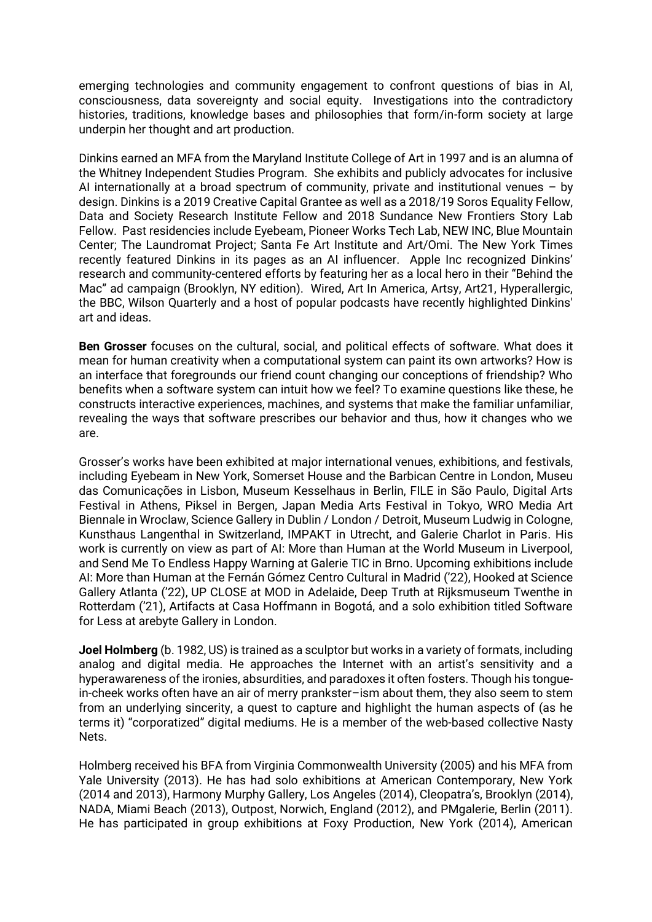emerging technologies and community engagement to confront questions of bias in AI, consciousness, data sovereignty and social equity. Investigations into the contradictory histories, traditions, knowledge bases and philosophies that form/in-form society at large underpin her thought and art production.

Dinkins earned an MFA from the Maryland Institute College of Art in 1997 and is an alumna of the Whitney Independent Studies Program. She exhibits and publicly advocates for inclusive AI internationally at a broad spectrum of community, private and institutional venues – by design. Dinkins is a 2019 Creative Capital Grantee as well as a 2018/19 Soros Equality Fellow, Data and Society Research Institute Fellow and 2018 Sundance New Frontiers Story Lab Fellow. Past residencies include Eyebeam, Pioneer Works Tech Lab, NEW INC, Blue Mountain Center; The Laundromat Project; Santa Fe Art Institute and Art/Omi. The New York Times recently featured Dinkins in its pages as an AI influencer. Apple Inc recognized Dinkins' research and community-centered efforts by featuring her as a local hero in their "Behind the Mac" ad campaign (Brooklyn, NY edition). Wired, Art In America, Artsy, Art21, Hyperallergic, the BBC, Wilson Quarterly and a host of popular podcasts have recently highlighted Dinkins' art and ideas.

**Ben Grosser** focuses on the cultural, social, and political effects of software. What does it mean for human creativity when a computational system can paint its own artworks? How is an interface that foregrounds our friend count changing our conceptions of friendship? Who benefits when a software system can intuit how we feel? To examine questions like these, he constructs interactive experiences, machines, and systems that make the familiar unfamiliar, revealing the ways that software prescribes our behavior and thus, how it changes who we are.

Grosser's works have been exhibited at major international venues, exhibitions, and festivals, including Eyebeam in New York, Somerset House and the Barbican Centre in London, Museu das Comunicações in Lisbon, Museum Kesselhaus in Berlin, FILE in São Paulo, Digital Arts Festival in Athens, Piksel in Bergen, Japan Media Arts Festival in Tokyo, WRO Media Art Biennale in Wroclaw, Science Gallery in Dublin / London / Detroit, Museum Ludwig in Cologne, Kunsthaus Langenthal in Switzerland, IMPAKT in Utrecht, and Galerie Charlot in Paris. His work is currently on view as part of AI: More than Human at the World Museum in Liverpool, and Send Me To Endless Happy Warning at Galerie TIC in Brno. Upcoming exhibitions include AI: More than Human at the Fernán Gómez Centro Cultural in Madrid ('22), Hooked at Science Gallery Atlanta ('22), UP CLOSE at MOD in Adelaide, Deep Truth at Rijksmuseum Twenthe in Rotterdam ('21), Artifacts at Casa Hoffmann in Bogotá, and a solo exhibition titled Software for Less at arebyte Gallery in London.

**Joel Holmberg** (b. 1982, US) is trained as a sculptor but works in a variety of formats, including analog and digital media. He approaches the Internet with an artist's sensitivity and a hyperawareness of the ironies, absurdities, and paradoxes it often fosters. Though his tongue-in-cheek works often have an air of merry prankster–ism about them, they also seem to stem from an underlying sincerity, a quest to capture and highlight the human aspects of (as he terms it) "corporatized" digital mediums. He is a member of the web-based collective Nasty Nets.

Holmberg received his BFA from Virginia Commonwealth University (2005) and his MFA from Yale University (2013). He has had solo exhibitions at American Contemporary, New York (2014 and 2013), Harmony Murphy Gallery, Los Angeles (2014), Cleopatra's, Brooklyn (2014), NADA, Miami Beach (2013), Outpost, Norwich, England (2012), and PMgalerie, Berlin (2011). He has participated in group exhibitions at Foxy Production, New York (2014), American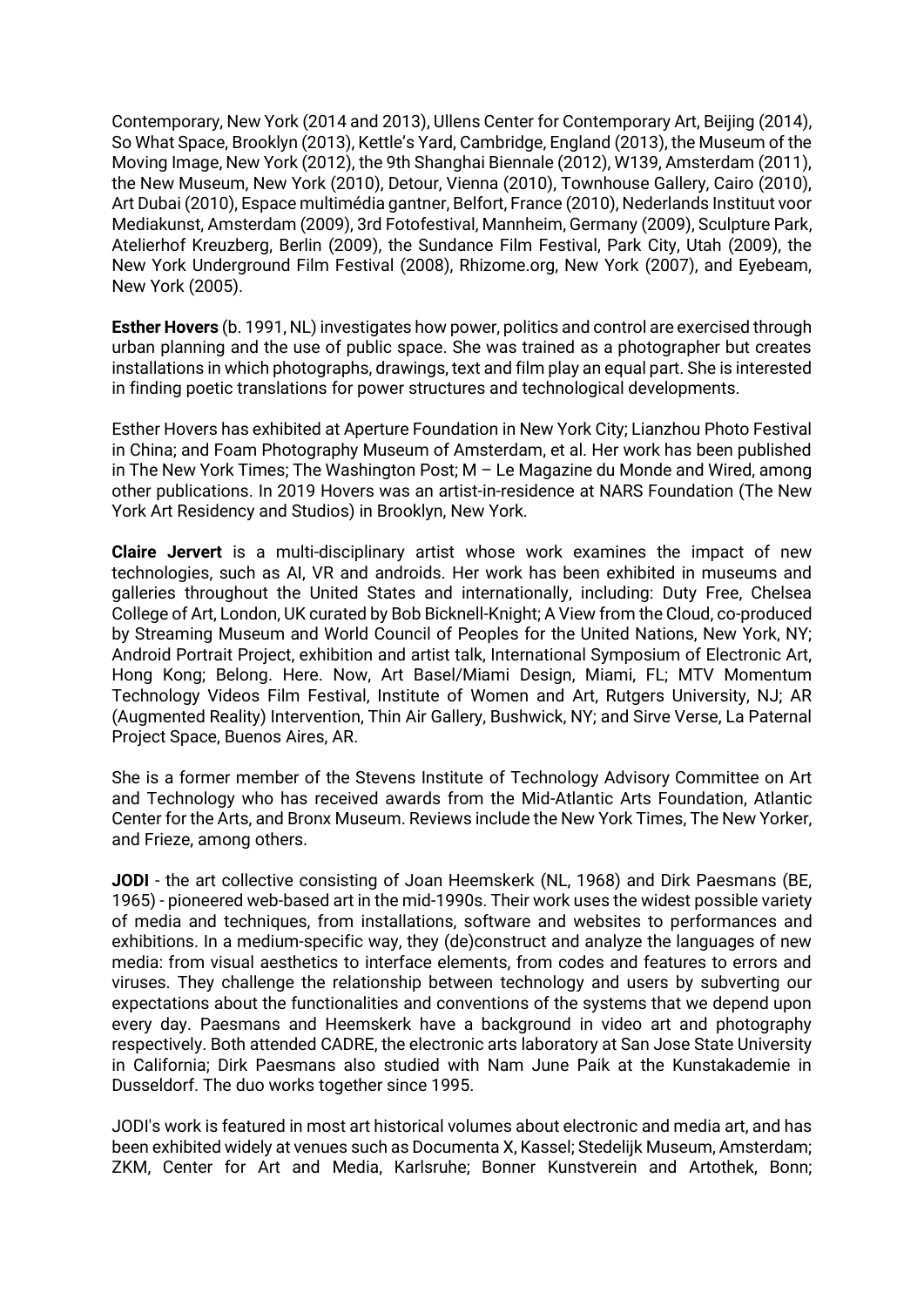Contemporary, New York (2014 and 2013), Ullens Center for Contemporary Art, Beijing (2014), So What Space, Brooklyn (2013), Kettle's Yard, Cambridge, England (2013), the Museum of the Moving Image, New York (2012), the 9th Shanghai Biennale (2012), W139, Amsterdam (2011), the New Museum, New York (2010), Detour, Vienna (2010), Townhouse Gallery, Cairo (2010), Art Dubai (2010), Espace multimédia gantner, Belfort, France (2010), Nederlands Instituut voor Mediakunst, Amsterdam (2009), 3rd Fotofestival, Mannheim, Germany (2009), Sculpture Park, Atelierhof Kreuzberg, Berlin (2009), the Sundance Film Festival, Park City, Utah (2009), the New York Underground Film Festival (2008), Rhizome.org, New York (2007), and Eyebeam, New York (2005).

**Esther Hovers** (b. 1991, NL) investigates how power, politics and control are exercised through urban planning and the use of public space. She was trained as a photographer but creates installations in which photographs, drawings, text and film play an equal part. She is interested in finding poetic translations for power structures and technological developments.

Esther Hovers has exhibited at Aperture Foundation in New York City; Lianzhou Photo Festival in China; and Foam Photography Museum of Amsterdam, et al. Her work has been published in The New York Times; The Washington Post; M – Le Magazine du Monde and Wired, among other publications. In 2019 Hovers was an artist-in-residence at NARS Foundation (The New York Art Residency and Studios) in Brooklyn, New York.

**Claire Jervert** is a multi-disciplinary artist whose work examines the impact of new technologies, such as AI, VR and androids. Her work has been exhibited in museums and galleries throughout the United States and internationally, including: Duty Free, Chelsea College of Art, London, UK curated by Bob Bicknell-Knight; A View from the Cloud, co-produced by Streaming Museum and World Council of Peoples for the United Nations, New York, NY; Android Portrait Project, exhibition and artist talk, International Symposium of Electronic Art, Hong Kong; Belong. Here. Now, Art Basel/Miami Design, Miami, FL; MTV Momentum Technology Videos Film Festival, Institute of Women and Art, Rutgers University, NJ; AR (Augmented Reality) Intervention, Thin Air Gallery, Bushwick, NY; and Sirve Verse, La Paternal Project Space, Buenos Aires, AR.

She is a former member of the Stevens Institute of Technology Advisory Committee on Art and Technology who has received awards from the Mid-Atlantic Arts Foundation, Atlantic Center for the Arts, and Bronx Museum. Reviews include the New York Times, The New Yorker, and Frieze, among others.

**JODI** - the art collective consisting of Joan Heemskerk (NL, 1968) and Dirk Paesmans (BE, 1965) - pioneered web-based art in the mid-1990s. Their work uses the widest possible variety of media and techniques, from installations, software and websites to performances and exhibitions. In a medium-specific way, they (de)construct and analyze the languages of new media: from visual aesthetics to interface elements, from codes and features to errors and viruses. They challenge the relationship between technology and users by subverting our expectations about the functionalities and conventions of the systems that we depend upon every day. Paesmans and Heemskerk have a background in video art and photography respectively. Both attended CADRE, the electronic arts laboratory at San Jose State University in California; Dirk Paesmans also studied with Nam June Paik at the Kunstakademie in Dusseldorf. The duo works together since 1995.

JODI's work is featured in most art historical volumes about electronic and media art, and has been exhibited widely at venues such as Documenta X, Kassel; Stedelijk Museum, Amsterdam; ZKM, Center for Art and Media, Karlsruhe; Bonner Kunstverein and Artothek, Bonn;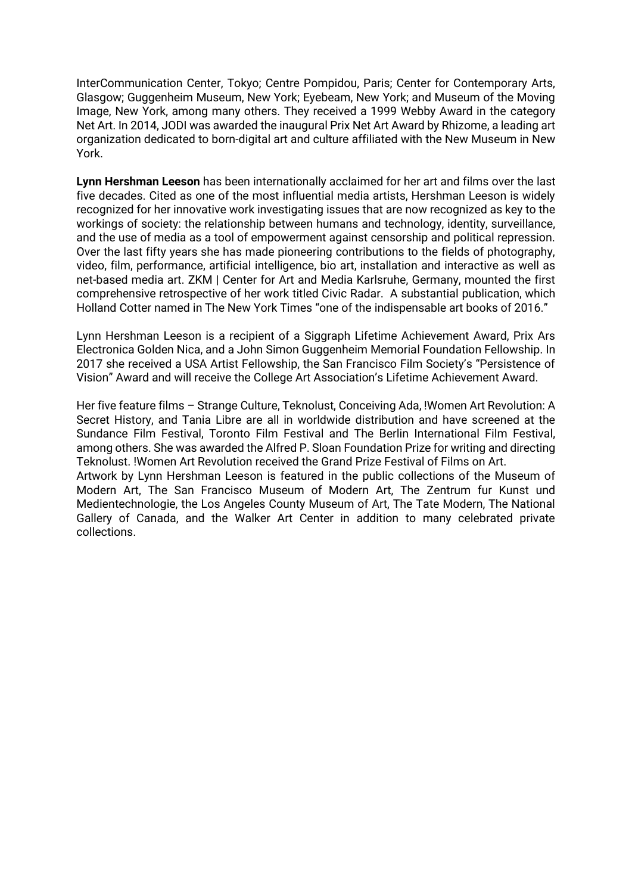InterCommunication Center, Tokyo; Centre Pompidou, Paris; Center for Contemporary Arts, Glasgow; Guggenheim Museum, New York; Eyebeam, New York; and Museum of the Moving Image, New York, among many others. They received a 1999 Webby Award in the category Net Art. In 2014, JODI was awarded the inaugural Prix Net Art Award by Rhizome, a leading art organization dedicated to born-digital art and culture affiliated with the New Museum in New York.

**Lynn Hershman Leeson** has been internationally acclaimed for her art and films over the last five decades. Cited as one of the most influential media artists, Hershman Leeson is widely recognized for her innovative work investigating issues that are now recognized as key to the workings of society: the relationship between humans and technology, identity, surveillance, and the use of media as a tool of empowerment against censorship and political repression. Over the last fifty years she has made pioneering contributions to the fields of photography, video, film, performance, artificial intelligence, bio art, installation and interactive as well as net-based media art. ZKM | Center for Art and Media Karlsruhe, Germany, mounted the first comprehensive retrospective of her work titled Civic Radar. A substantial publication, which Holland Cotter named in The New York Times "one of the indispensable art books of 2016."

Lynn Hershman Leeson is a recipient of a Siggraph Lifetime Achievement Award, Prix Ars Electronica Golden Nica, and a John Simon Guggenheim Memorial Foundation Fellowship. In 2017 she received a USA Artist Fellowship, the San Francisco Film Society's "Persistence of Vision" Award and will receive the College Art Association's Lifetime Achievement Award.

Her five feature films – Strange Culture, Teknolust, Conceiving Ada, !Women Art Revolution: A Secret History, and Tania Libre are all in worldwide distribution and have screened at the Sundance Film Festival, Toronto Film Festival and The Berlin International Film Festival, among others. She was awarded the Alfred P. Sloan Foundation Prize for writing and directing Teknolust. !Women Art Revolution received the Grand Prize Festival of Films on Art.

Artwork by Lynn Hershman Leeson is featured in the public collections of the Museum of Modern Art, The San Francisco Museum of Modern Art, The Zentrum fur Kunst und Medientechnologie, the Los Angeles County Museum of Art, The Tate Modern, The National Gallery of Canada, and the Walker Art Center in addition to many celebrated private collections.